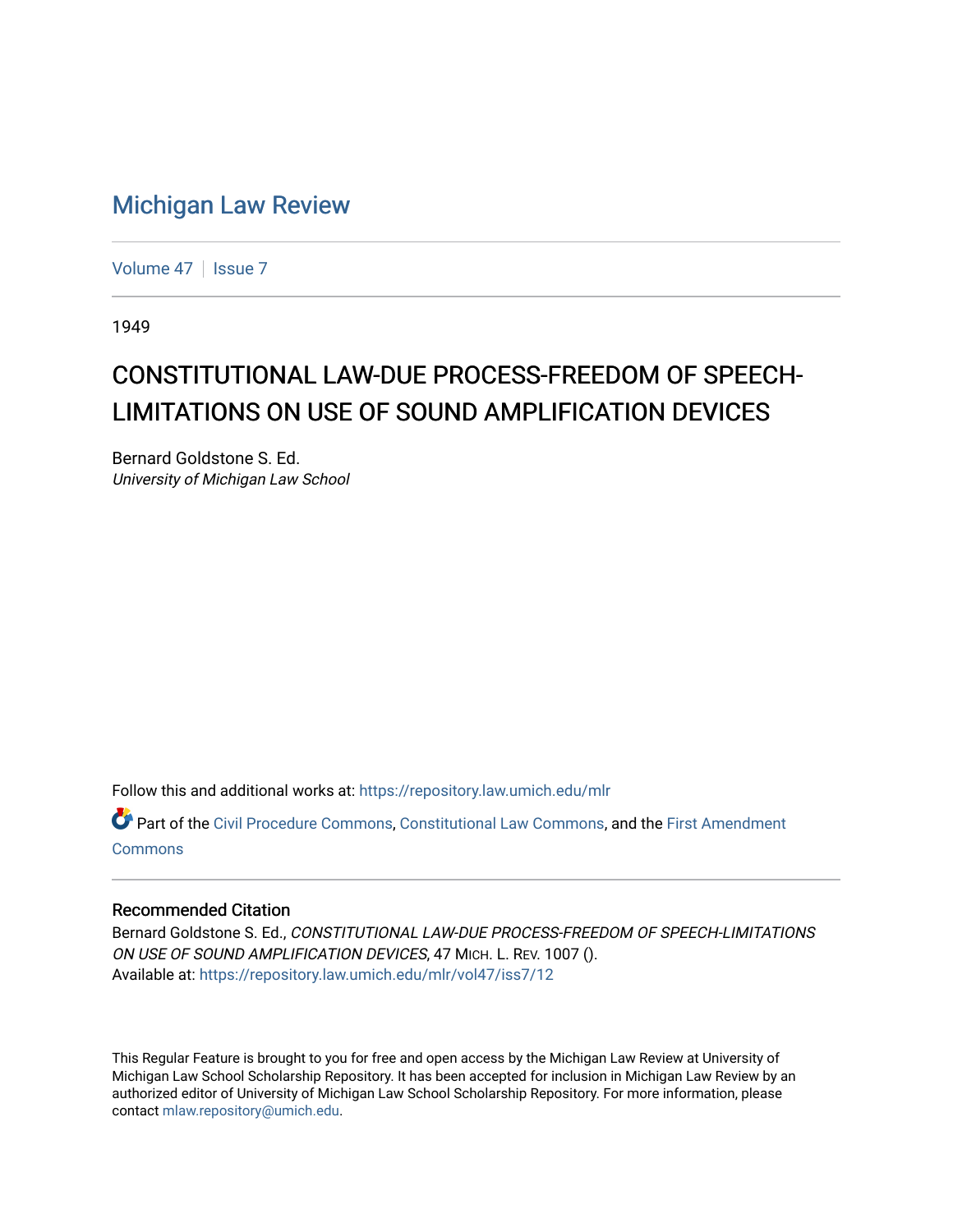# Michigan Law Review

Volume 47 | Issue 7

1949

## CONSTITUTIONAL LAW-DUE PROCESS-FREEDOM OF SPEECH-LIMITATIONS ON USE OF SOUND AMPLIFICATION DEVICES

Bernard Goldstone S. Ed.
*University of Michigan Law School*

Follow this and additional works at: https://repository.law.umich.edu/mlr

Part of the Civil Procedure Commons, Constitutional Law Commons, and the First Amendment Commons

### Recommended Citation

Bernard Goldstone S. Ed., *CONSTITUTIONAL LAW-DUE PROCESS-FREEDOM OF SPEECH-LIMITATIONS ON USE OF SOUND AMPLIFICATION DEVICES*, 47 MICH. L. REV. 1007 ().
Available at: https://repository.law.umich.edu/mlr/vol47/iss7/12

This Regular Feature is brought to you for free and open access by the Michigan Law Review at University of Michigan Law School Scholarship Repository. It has been accepted for inclusion in Michigan Law Review by an authorized editor of University of Michigan Law School Scholarship Repository. For more information, please contact mlaw.repository@umich.edu.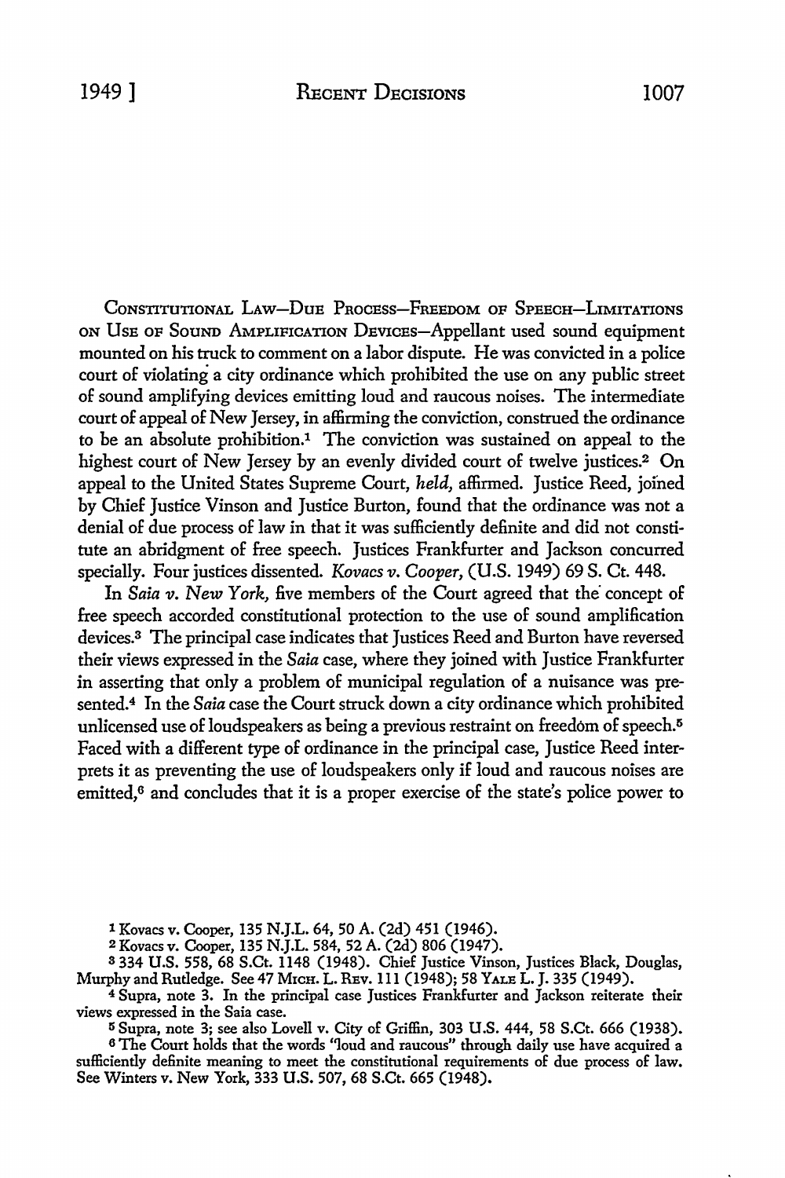CONSTITUTIONAL LAW—DUE PROCESS—FREEDOM OF SPEECH—LIMITATIONS ON USE OF SOUND AMPLIFICATION DEVICES—Appellant used sound equipment mounted on his truck to comment on a labor dispute. He was convicted in a police court of violating a city ordinance which prohibited the use on any public street of sound amplifying devices emitting loud and raucous noises. The intermediate court of appeal of New Jersey, in affirming the conviction, construed the ordinance to be an absolute prohibition.[1] The conviction was sustained on appeal to the highest court of New Jersey by an evenly divided court of twelve justices.[2] On appeal to the United States Supreme Court, *held*, affirmed. Justice Reed, joined by Chief Justice Vinson and Justice Burton, found that the ordinance was not a denial of due process of law in that it was sufficiently definite and did not constitute an abridgment of free speech. Justices Frankfurter and Jackson concurred specially. Four justices dissented. *Kovacs v. Cooper*, (U.S. 1949) 69 S. Ct. 448.

In *Saia v. New York*, five members of the Court agreed that the concept of free speech accorded constitutional protection to the use of sound amplification devices.[3] The principal case indicates that Justices Reed and Burton have reversed their views expressed in the *Saia* case, where they joined with Justice Frankfurter in asserting that only a problem of municipal regulation of a nuisance was presented.[4] In the *Saia* case the Court struck down a city ordinance which prohibited unlicensed use of loudspeakers as being a previous restraint on freedom of speech.[5] Faced with a different type of ordinance in the principal case, Justice Reed interprets it as preventing the use of loudspeakers only if loud and raucous noises are emitted,[6] and concludes that it is a proper exercise of the state's police power to

---

[1] Kovacs v. Cooper, 135 N.J.L. 64, 50 A. (2d) 451 (1946).

[2] Kovacs v. Cooper, 135 N.J.L. 584, 52 A. (2d) 806 (1947).

[3] 334 U.S. 558, 68 S.Ct. 1148 (1948). Chief Justice Vinson, Justices Black, Douglas, Murphy and Rutledge. See 47 MICH. L. REV. 111 (1948); 58 YALE L. J. 335 (1949).

[4] Supra, note 3. In the principal case Justices Frankfurter and Jackson reiterate their views expressed in the Saia case.

[5] Supra, note 3; see also Lovell v. City of Griffin, 303 U.S. 444, 58 S.Ct. 666 (1938).

[6] The Court holds that the words "loud and raucous" through daily use have acquired a sufficiently definite meaning to meet the constitutional requirements of due process of law. See Winters v. New York, 333 U.S. 507, 68 S.Ct. 665 (1948).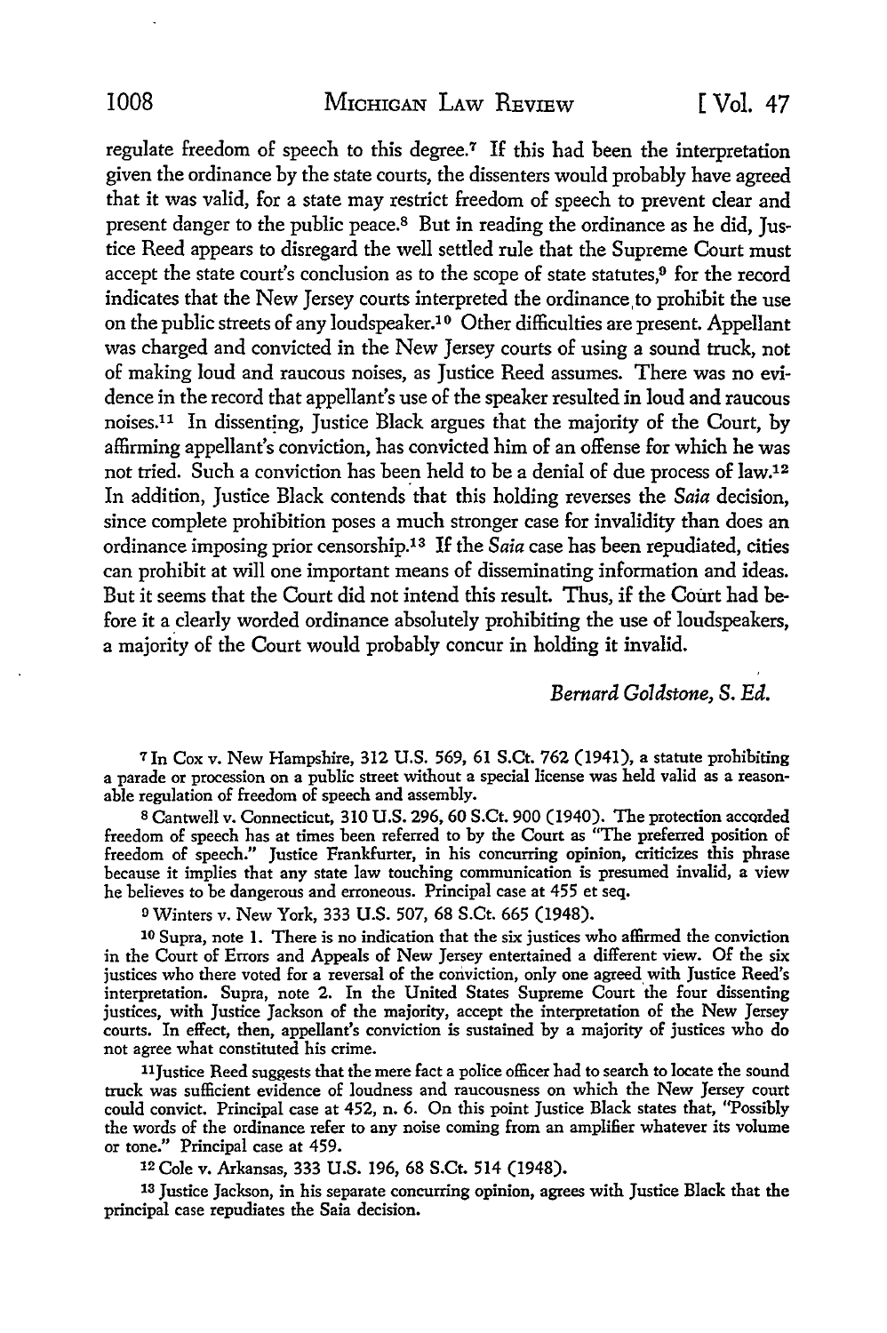regulate freedom of speech to this degree.[7] If this had been the interpretation given the ordinance by the state courts, the dissenters would probably have agreed that it was valid, for a state may restrict freedom of speech to prevent clear and present danger to the public peace.[8] But in reading the ordinance as he did, Justice Reed appears to disregard the well settled rule that the Supreme Court must accept the state court's conclusion as to the scope of state statutes,[9] for the record indicates that the New Jersey courts interpreted the ordinance to prohibit the use on the public streets of any loudspeaker.[10] Other difficulties are present. Appellant was charged and convicted in the New Jersey courts of using a sound truck, not of making loud and raucous noises, as Justice Reed assumes. There was no evidence in the record that appellant's use of the speaker resulted in loud and raucous noises.[11] In dissenting, Justice Black argues that the majority of the Court, by affirming appellant's conviction, has convicted him of an offense for which he was not tried. Such a conviction has been held to be a denial of due process of law.[12] In addition, Justice Black contends that this holding reverses the *Saia* decision, since complete prohibition poses a much stronger case for invalidity than does an ordinance imposing prior censorship.[13] If the *Saia* case has been repudiated, cities can prohibit at will one important means of disseminating information and ideas. But it seems that the Court did not intend this result. Thus, if the Court had before it a clearly worded ordinance absolutely prohibiting the use of loudspeakers, a majority of the Court would probably concur in holding it invalid.

*Bernard Goldstone, S. Ed.*

[7] In Cox v. New Hampshire, 312 U.S. 569, 61 S.Ct. 762 (1941), a statute prohibiting a parade or procession on a public street without a special license was held valid as a reasonable regulation of freedom of speech and assembly.

[8] Cantwell v. Connecticut, 310 U.S. 296, 60 S.Ct. 900 (1940). The protection accorded freedom of speech has at times been referred to by the Court as "The preferred position of freedom of speech." Justice Frankfurter, in his concurring opinion, criticizes this phrase because it implies that any state law touching communication is presumed invalid, a view he believes to be dangerous and erroneous. Principal case at 455 et seq.

[9] Winters v. New York, 333 U.S. 507, 68 S.Ct. 665 (1948).

[10] Supra, note 1. There is no indication that the six justices who affirmed the conviction in the Court of Errors and Appeals of New Jersey entertained a different view. Of the six justices who there voted for a reversal of the conviction, only one agreed with Justice Reed's interpretation. Supra, note 2. In the United States Supreme Court the four dissenting justices, with Justice Jackson of the majority, accept the interpretation of the New Jersey courts. In effect, then, appellant's conviction is sustained by a majority of justices who do not agree what constituted his crime.

[11] Justice Reed suggests that the mere fact a police officer had to search to locate the sound truck was sufficient evidence of loudness and raucousness on which the New Jersey court could convict. Principal case at 452, n. 6. On this point Justice Black states that, "Possibly the words of the ordinance refer to any noise coming from an amplifier whatever its volume or tone." Principal case at 459.

[12] Cole v. Arkansas, 333 U.S. 196, 68 S.Ct. 514 (1948).

[13] Justice Jackson, in his separate concurring opinion, agrees with Justice Black that the principal case repudiates the Saia decision.